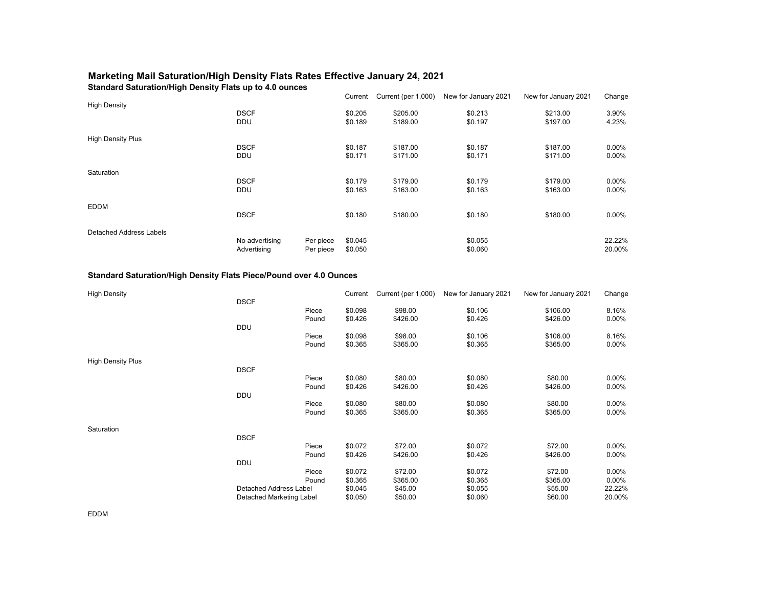# Marketing Mail Saturation/High Density Flats Rates Effective January 24, 2021

## Standard Saturation/High Density Flats up to 4.0 ounces

| | | | Current | Current (per 1,000) | New for January 2021 | New for January 2021 | Change |
|---|---|---|---|---|---|---|---|
| High Density | | | | | | | |
| | DSCF | | $0.205 | $205.00 | $0.213 | $213.00 | 3.90% |
| | DDU | | $0.189 | $189.00 | $0.197 | $197.00 | 4.23% |
| High Density Plus | | | | | | | |
| | DSCF | | $0.187 | $187.00 | $0.187 | $187.00 | 0.00% |
| | DDU | | $0.171 | $171.00 | $0.171 | $171.00 | 0.00% |
| Saturation | | | | | | | |
| | DSCF | | $0.179 | $179.00 | $0.179 | $179.00 | 0.00% |
| | DDU | | $0.163 | $163.00 | $0.163 | $163.00 | 0.00% |
| EDDM | | | | | | | |
| | DSCF | | $0.180 | $180.00 | $0.180 | $180.00 | 0.00% |
| Detached Address Labels | | | | | | | |
| | No advertising | Per piece | $0.045 | | $0.055 | | 22.22% |
| | Advertising | Per piece | $0.050 | | $0.060 | | 20.00% |

## Standard Saturation/High Density Flats Piece/Pound over 4.0 Ounces

| | | | Current | Current (per 1,000) | New for January 2021 | New for January 2021 | Change |
|---|---|---|---|---|---|---|---|
| High Density | | | | | | | |
| | DSCF | | | | | | |
| | | Piece | $0.098 | $98.00 | $0.106 | $106.00 | 8.16% |
| | | Pound | $0.426 | $426.00 | $0.426 | $426.00 | 0.00% |
| | DDU | | | | | | |
| | | Piece | $0.098 | $98.00 | $0.106 | $106.00 | 8.16% |
| | | Pound | $0.365 | $365.00 | $0.365 | $365.00 | 0.00% |
| High Density Plus | | | | | | | |
| | DSCF | | | | | | |
| | | Piece | $0.080 | $80.00 | $0.080 | $80.00 | 0.00% |
| | | Pound | $0.426 | $426.00 | $0.426 | $426.00 | 0.00% |
| | DDU | | | | | | |
| | | Piece | $0.080 | $80.00 | $0.080 | $80.00 | 0.00% |
| | | Pound | $0.365 | $365.00 | $0.365 | $365.00 | 0.00% |
| Saturation | | | | | | | |
| | DSCF | | | | | | |
| | | Piece | $0.072 | $72.00 | $0.072 | $72.00 | 0.00% |
| | | Pound | $0.426 | $426.00 | $0.426 | $426.00 | 0.00% |
| | DDU | | | | | | |
| | | Piece | $0.072 | $72.00 | $0.072 | $72.00 | 0.00% |
| | | Pound | $0.365 | $365.00 | $0.365 | $365.00 | 0.00% |
| | Detached Address Label | | $0.045 | $45.00 | $0.055 | $55.00 | 22.22% |
| | Detached Marketing Label | | $0.050 | $50.00 | $0.060 | $60.00 | 20.00% |
| EDDM | | | | | | | |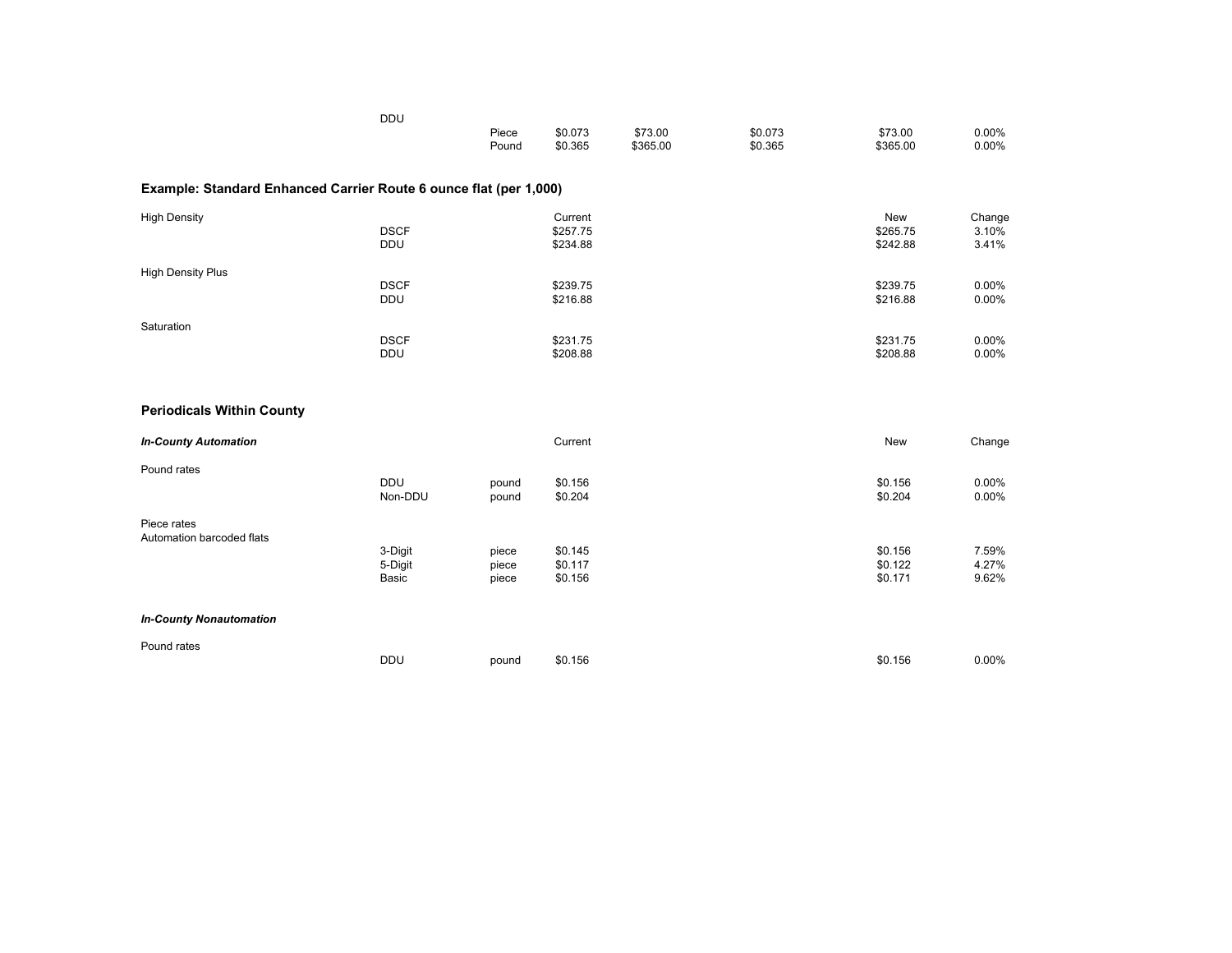| | | | | | | | |
|---|---|---|---|---|---|---|---|
| | DDU | | | | | | |
| | | Piece | $0.073 | $73.00 | $0.073 | $73.00 | 0.00% |
| | | Pound | $0.365 | $365.00 | $0.365 | $365.00 | 0.00% |

**Example: Standard Enhanced Carrier Route 6 ounce flat (per 1,000)**

| | | Current | New | Change |
|---|---|---|---|---|
| High Density | | | | |
| | DSCF | $257.75 | $265.75 | 3.10% |
| | DDU | $234.88 | $242.88 | 3.41% |
| High Density Plus | | | | |
| | DSCF | $239.75 | $239.75 | 0.00% |
| | DDU | $216.88 | $216.88 | 0.00% |
| Saturation | | | | |
| | DSCF | $231.75 | $231.75 | 0.00% |
| | DDU | $208.88 | $208.88 | 0.00% |

**Periodicals Within County**

| ***In-County Automation*** | | | Current | New | Change |
|---|---|---|---|---|---|
| Pound rates | | | | | |
| | DDU | pound | $0.156 | $0.156 | 0.00% |
| | Non-DDU | pound | $0.204 | $0.204 | 0.00% |
| Piece rates | | | | | |
| Automation barcoded flats | | | | | |
| | 3-Digit | piece | $0.145 | $0.156 | 7.59% |
| | 5-Digit | piece | $0.117 | $0.122 | 4.27% |
| | Basic | piece | $0.156 | $0.171 | 9.62% |
| ***In-County Nonautomation*** | | | | | |
| Pound rates | | | | | |
| | DDU | pound | $0.156 | $0.156 | 0.00% |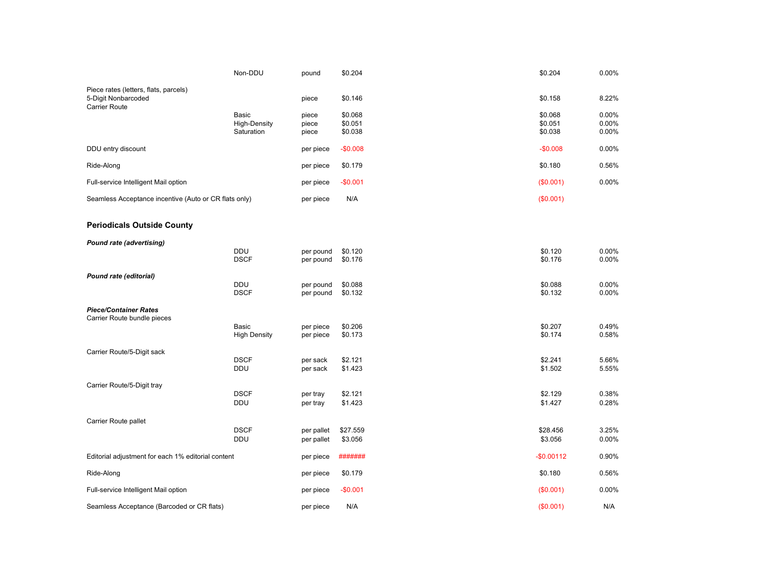| | | | | | |
|---|---|---|---|---|---|
| | Non-DDU | pound | $0.204 | $0.204 | 0.00% |
| Piece rates (letters, flats, parcels) | | | | | |
| 5-Digit Nonbarcoded | | piece | $0.146 | $0.158 | 8.22% |
| Carrier Route | | | | | |
| | Basic | piece | $0.068 | $0.068 | 0.00% |
| | High-Density | piece | $0.051 | $0.051 | 0.00% |
| | Saturation | piece | $0.038 | $0.038 | 0.00% |
| DDU entry discount | | per piece | -$0.008 | -$0.008 | 0.00% |
| Ride-Along | | per piece | $0.179 | $0.180 | 0.56% |
| Full-service Intelligent Mail option | | per piece | -$0.001 | ($0.001) | 0.00% |
| Seamless Acceptance incentive (Auto or CR flats only) | | per piece | N/A | ($0.001) | |

## Periodicals Outside County

| | | | | | |
|---|---|---|---|---|---|
| ***Pound rate (advertising)*** | | | | | |
| | DDU | per pound | $0.120 | $0.120 | 0.00% |
| | DSCF | per pound | $0.176 | $0.176 | 0.00% |
| ***Pound rate (editorial)*** | | | | | |
| | DDU | per pound | $0.088 | $0.088 | 0.00% |
| | DSCF | per pound | $0.132 | $0.132 | 0.00% |
| ***Piece/Container Rates*** | | | | | |
| Carrier Route bundle pieces | | | | | |
| | Basic | per piece | $0.206 | $0.207 | 0.49% |
| | High Density | per piece | $0.173 | $0.174 | 0.58% |
| Carrier Route/5-Digit sack | | | | | |
| | DSCF | per sack | $2.121 | $2.241 | 5.66% |
| | DDU | per sack | $1.423 | $1.502 | 5.55% |
| Carrier Route/5-Digit tray | | | | | |
| | DSCF | per tray | $2.121 | $2.129 | 0.38% |
| | DDU | per tray | $1.423 | $1.427 | 0.28% |
| Carrier Route pallet | | | | | |
| | DSCF | per pallet | $27.559 | $28.456 | 3.25% |
| | DDU | per pallet | $3.056 | $3.056 | 0.00% |
| Editorial adjustment for each 1% editorial content | | per piece | ####### | -$0.00112 | 0.90% |
| Ride-Along | | per piece | $0.179 | $0.180 | 0.56% |
| Full-service Intelligent Mail option | | per piece | -$0.001 | ($0.001) | 0.00% |
| Seamless Acceptance (Barcoded or CR flats) | | per piece | N/A | ($0.001) | N/A |